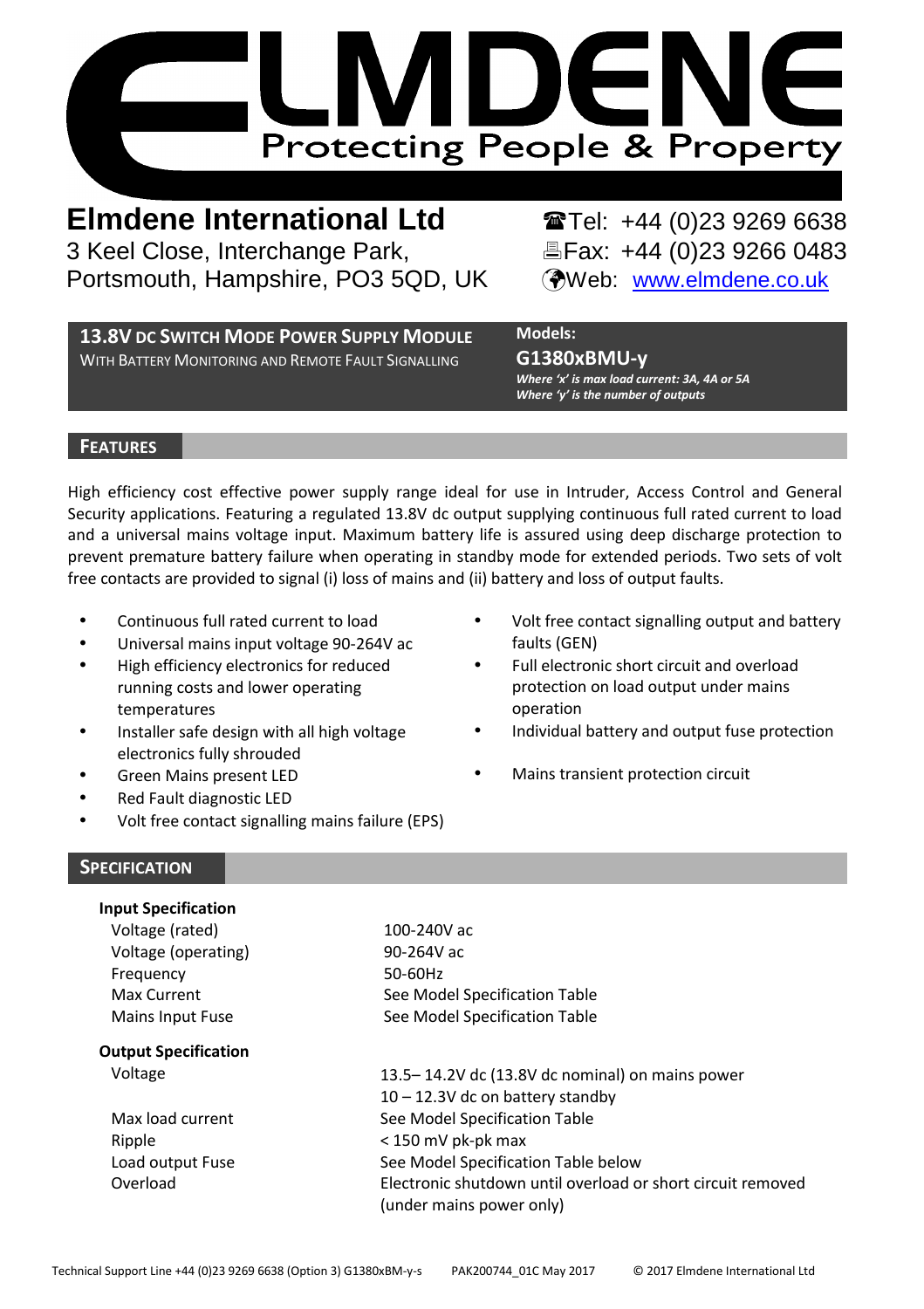# ELMDENE
Protecting People & Property

## Elmdene International Ltd

3 Keel Close, Interchange Park,
Portsmouth, Hampshire, PO3 5QD, UK

Tel: +44 (0)23 9269 6638
Fax: +44 (0)23 9266 0483
Web: www.elmdene.co.uk

## 13.8V DC SWITCH MODE POWER SUPPLY MODULE

WITH BATTERY MONITORING AND REMOTE FAULT SIGNALLING

**Models:**

**G1380xBMU-y**

*Where 'x' is max load current: 3A, 4A or 5A*
*Where 'y' is the number of outputs*

## FEATURES

High efficiency cost effective power supply range ideal for use in Intruder, Access Control and General Security applications. Featuring a regulated 13.8V dc output supplying continuous full rated current to load and a universal mains voltage input. Maximum battery life is assured using deep discharge protection to prevent premature battery failure when operating in standby mode for extended periods. Two sets of volt free contacts are provided to signal (i) loss of mains and (ii) battery and loss of output faults.

- Continuous full rated current to load
- Universal mains input voltage 90-264V ac
- High efficiency electronics for reduced running costs and lower operating temperatures
- Installer safe design with all high voltage electronics fully shrouded
- Green Mains present LED
- Red Fault diagnostic LED
- Volt free contact signalling mains failure (EPS)
- Volt free contact signalling output and battery faults (GEN)
- Full electronic short circuit and overload protection on load output under mains operation
- Individual battery and output fuse protection
- Mains transient protection circuit

## SPECIFICATION

**Input Specification**

| | |
|---|---|
| Voltage (rated) | 100-240V ac |
| Voltage (operating) | 90-264V ac |
| Frequency | 50-60Hz |
| Max Current | See Model Specification Table |
| Mains Input Fuse | See Model Specification Table |

**Output Specification**

| | |
|---|---|
| Voltage | 13.5– 14.2V dc (13.8V dc nominal) on mains power<br>10 – 12.3V dc on battery standby |
| Max load current | See Model Specification Table |
| Ripple | < 150 mV pk-pk max |
| Load output Fuse | See Model Specification Table below |
| Overload | Electronic shutdown until overload or short circuit removed (under mains power only) |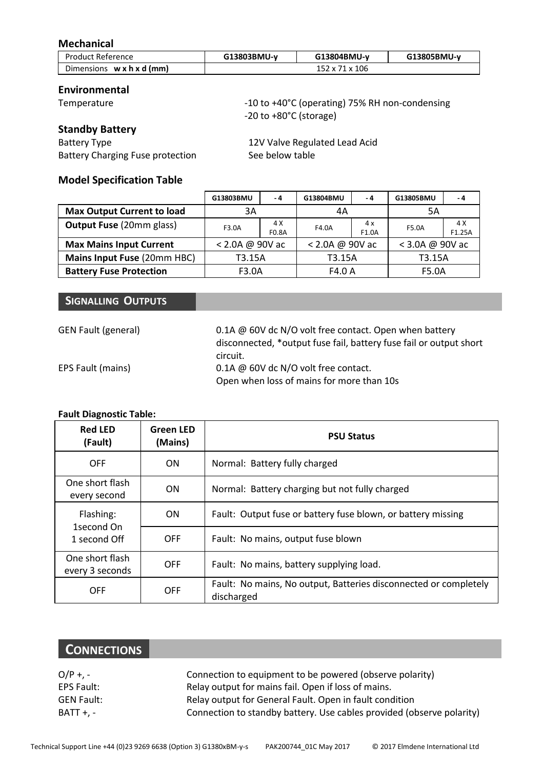### Mechanical

| Product Reference | G13803BMU-y | G13804BMU-y | G13805BMU-y |
|---|---|---|---|
| Dimensions **w x h x d (mm)** | 152 x 71 x 106 | | |

### Environmental

Temperature — -10 to +40°C (operating) 75% RH non-condensing
-20 to +80°C (storage)

### Standby Battery

Battery Type — 12V Valve Regulated Lead Acid
Battery Charging Fuse protection — See below table

### Model Specification Table

| | G13803BMU | - 4 | G13804BMU | - 4 | G13805BMU | - 4 |
|---|---|---|---|---|---|---|
| **Max Output Current to load** | 3A | | 4A | | 5A | |
| **Output Fuse** (20mm glass) | F3.0A | 4 X F0.8A | F4.0A | 4 x F1.0A | F5.0A | 4 X F1.25A |
| **Max Mains Input Current** | < 2.0A @ 90V ac | | < 2.0A @ 90V ac | | < 3.0A @ 90V ac | |
| **Mains Input Fuse** (20mm HBC) | T3.15A | | T3.15A | | T3.15A | |
| **Battery Fuse Protection** | F3.0A | | F4.0 A | | F5.0A | |

## Signalling Outputs

GEN Fault (general) — 0.1A @ 60V dc N/O volt free contact. Open when battery disconnected, *output fuse fail, battery fuse fail or output short circuit.

EPS Fault (mains) — 0.1A @ 60V dc N/O volt free contact.
Open when loss of mains for more than 10s

**Fault Diagnostic Table:**

| Red LED (Fault) | Green LED (Mains) | PSU Status |
|---|---|---|
| OFF | ON | Normal: Battery fully charged |
| One short flash every second | ON | Normal: Battery charging but not fully charged |
| Flashing: 1second On 1 second Off | ON | Fault: Output fuse or battery fuse blown, or battery missing |
| | OFF | Fault: No mains, output fuse blown |
| One short flash every 3 seconds | OFF | Fault: No mains, battery supplying load. |
| OFF | OFF | Fault: No mains, No output, Batteries disconnected or completely discharged |

## Connections

O/P +, - — Connection to equipment to be powered (observe polarity)
EPS Fault: — Relay output for mains fail. Open if loss of mains.
GEN Fault: — Relay output for General Fault. Open in fault condition
BATT +, - — Connection to standby battery. Use cables provided (observe polarity)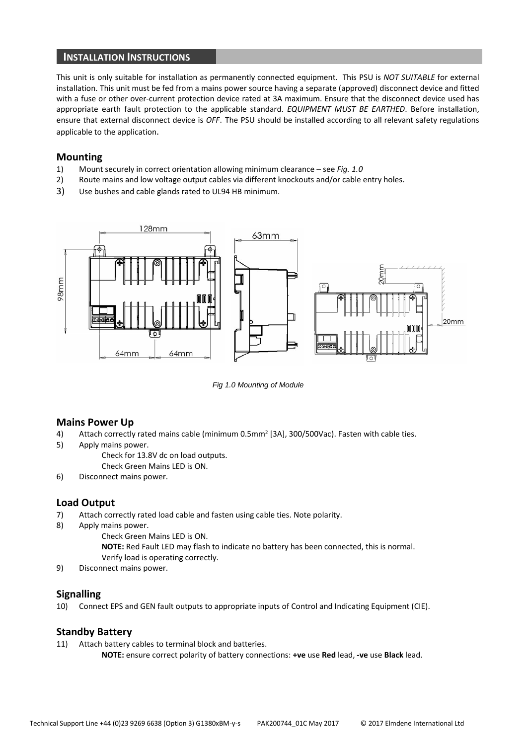## INSTALLATION INSTRUCTIONS

This unit is only suitable for installation as permanently connected equipment. This PSU is *NOT SUITABLE* for external installation. This unit must be fed from a mains power source having a separate (approved) disconnect device and fitted with a fuse or other over-current protection device rated at 3A maximum. Ensure that the disconnect device used has appropriate earth fault protection to the applicable standard. *EQUIPMENT MUST BE EARTHED*. Before installation, ensure that external disconnect device is *OFF*. The PSU should be installed according to all relevant safety regulations applicable to the application.

### Mounting

1) Mount securely in correct orientation allowing minimum clearance – see *Fig. 1.0*
2) Route mains and low voltage output cables via different knockouts and/or cable entry holes.
3) Use bushes and cable glands rated to UL94 HB minimum.

128mm

63mm

98mm

64mm

64mm

20mm

20mm

*Fig 1.0 Mounting of Module*

### Mains Power Up

4) Attach correctly rated mains cable (minimum 0.5mm$^2$ [3A], 300/500Vac). Fasten with cable ties.
5) Apply mains power.
   Check for 13.8V dc on load outputs.
   Check Green Mains LED is ON.
6) Disconnect mains power.

### Load Output

7) Attach correctly rated load cable and fasten using cable ties. Note polarity.
8) Apply mains power.
   Check Green Mains LED is ON.
   **NOTE:** Red Fault LED may flash to indicate no battery has been connected, this is normal.
   Verify load is operating correctly.
9) Disconnect mains power.

### Signalling

10) Connect EPS and GEN fault outputs to appropriate inputs of Control and Indicating Equipment (CIE).

### Standby Battery

11) Attach battery cables to terminal block and batteries.
   **NOTE:** ensure correct polarity of battery connections: **+ve** use **Red** lead, **-ve** use **Black** lead.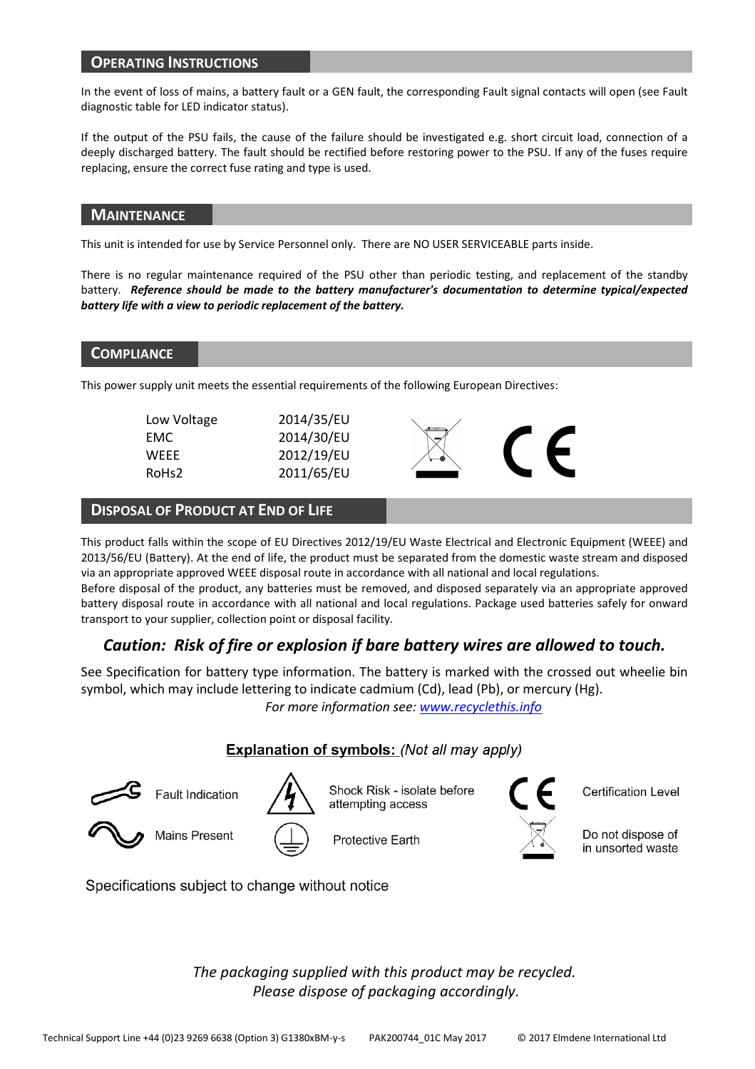## OPERATING INSTRUCTIONS

In the event of loss of mains, a battery fault or a GEN fault, the corresponding Fault signal contacts will open (see Fault diagnostic table for LED indicator status).

If the output of the PSU fails, the cause of the failure should be investigated e.g. short circuit load, connection of a deeply discharged battery. The fault should be rectified before restoring power to the PSU. If any of the fuses require replacing, ensure the correct fuse rating and type is used.

## MAINTENANCE

This unit is intended for use by Service Personnel only. There are NO USER SERVICEABLE parts inside.

There is no regular maintenance required of the PSU other than periodic testing, and replacement of the standby battery. ***Reference should be made to the battery manufacturer's documentation to determine typical/expected battery life with a view to periodic replacement of the battery.***

## COMPLIANCE

This power supply unit meets the essential requirements of the following European Directives:

| | |
|---|---|
| Low Voltage | 2014/35/EU |
| EMC | 2014/30/EU |
| WEEE | 2012/19/EU |
| RoHs2 | 2011/65/EU |

## DISPOSAL OF PRODUCT AT END OF LIFE

This product falls within the scope of EU Directives 2012/19/EU Waste Electrical and Electronic Equipment (WEEE) and 2013/56/EU (Battery). At the end of life, the product must be separated from the domestic waste stream and disposed via an appropriate approved WEEE disposal route in accordance with all national and local regulations.
Before disposal of the product, any batteries must be removed, and disposed separately via an appropriate approved battery disposal route in accordance with all national and local regulations. Package used batteries safely for onward transport to your supplier, collection point or disposal facility.

### *Caution: Risk of fire or explosion if bare battery wires are allowed to touch.*

See Specification for battery type information. The battery is marked with the crossed out wheelie bin symbol, which may include lettering to indicate cadmium (Cd), lead (Pb), or mercury (Hg).

*For more information see: www.recyclethis.info*

**Explanation of symbols:** *(Not all may apply)*

Fault Indication

Mains Present

Shock Risk - isolate before attempting access

Protective Earth

Certification Level

Do not dispose of in unsorted waste

Specifications subject to change without notice

*The packaging supplied with this product may be recycled.*
*Please dispose of packaging accordingly.*

Technical Support Line +44 (0)23 9269 6638 (Option 3) G1380xBM-y-s PAK200744_01C May 2017 © 2017 Elmdene International Ltd